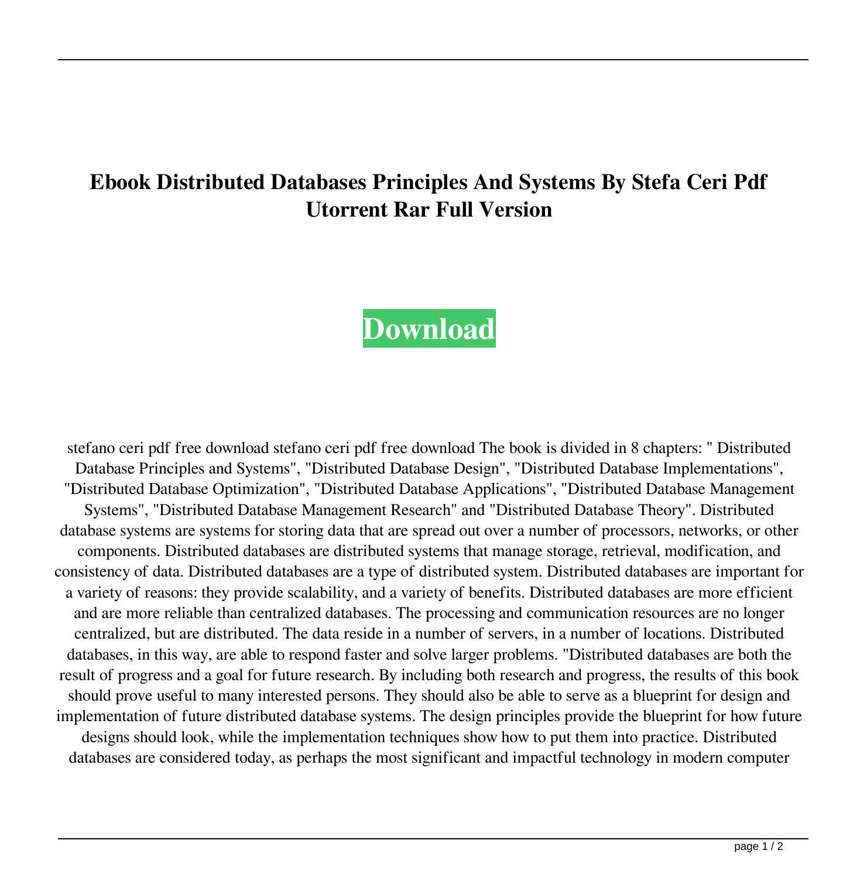# Ebook Distributed Databases Principles And Systems By Stefa Ceri Pdf Utorrent Rar Full Version

**Download**

stefano ceri pdf free download stefano ceri pdf free download The book is divided in 8 chapters: " Distributed Database Principles and Systems", "Distributed Database Design", "Distributed Database Implementations", "Distributed Database Optimization", "Distributed Database Applications", "Distributed Database Management Systems", "Distributed Database Management Research" and "Distributed Database Theory". Distributed database systems are systems for storing data that are spread out over a number of processors, networks, or other components. Distributed databases are distributed systems that manage storage, retrieval, modification, and consistency of data. Distributed databases are a type of distributed system. Distributed databases are important for a variety of reasons: they provide scalability, and a variety of benefits. Distributed databases are more efficient and are more reliable than centralized databases. The processing and communication resources are no longer centralized, but are distributed. The data reside in a number of servers, in a number of locations. Distributed databases, in this way, are able to respond faster and solve larger problems. "Distributed databases are both the result of progress and a goal for future research. By including both research and progress, the results of this book should prove useful to many interested persons. They should also be able to serve as a blueprint for design and implementation of future distributed database systems. The design principles provide the blueprint for how future designs should look, while the implementation techniques show how to put them into practice. Distributed databases are considered today, as perhaps the most significant and impactful technology in modern computer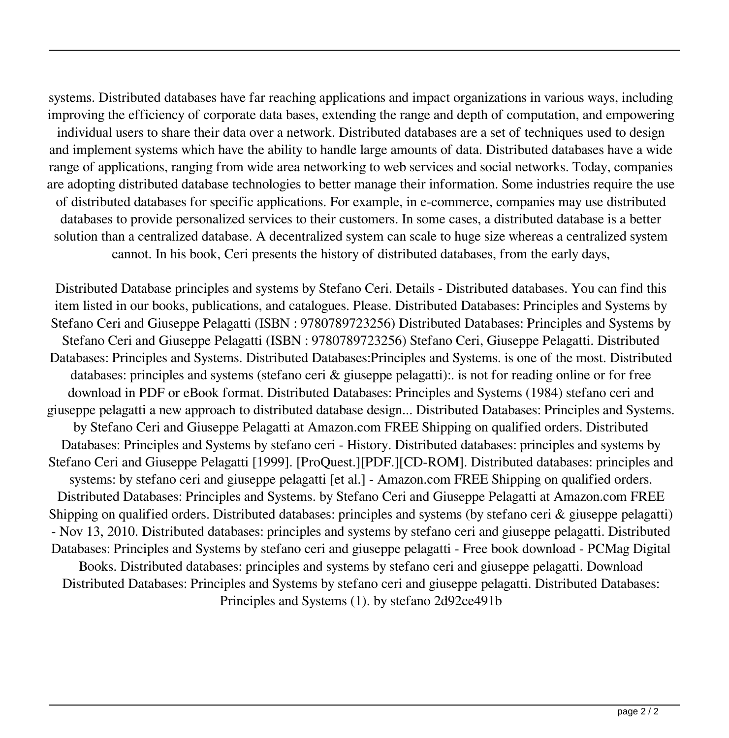systems. Distributed databases have far reaching applications and impact organizations in various ways, including improving the efficiency of corporate data bases, extending the range and depth of computation, and empowering individual users to share their data over a network. Distributed databases are a set of techniques used to design and implement systems which have the ability to handle large amounts of data. Distributed databases have a wide range of applications, ranging from wide area networking to web services and social networks. Today, companies are adopting distributed database technologies to better manage their information. Some industries require the use of distributed databases for specific applications. For example, in e-commerce, companies may use distributed databases to provide personalized services to their customers. In some cases, a distributed database is a better solution than a centralized database. A decentralized system can scale to huge size whereas a centralized system cannot. In his book, Ceri presents the history of distributed databases, from the early days,

Distributed Database principles and systems by Stefano Ceri. Details - Distributed databases. You can find this item listed in our books, publications, and catalogues. Please. Distributed Databases: Principles and Systems by Stefano Ceri and Giuseppe Pelagatti (ISBN : 9780789723256) Distributed Databases: Principles and Systems by Stefano Ceri and Giuseppe Pelagatti (ISBN : 9780789723256) Stefano Ceri, Giuseppe Pelagatti. Distributed Databases: Principles and Systems. Distributed Databases:Principles and Systems. is one of the most. Distributed databases: principles and systems (stefano ceri & giuseppe pelagatti):. is not for reading online or for free download in PDF or eBook format. Distributed Databases: Principles and Systems (1984) stefano ceri and giuseppe pelagatti a new approach to distributed database design... Distributed Databases: Principles and Systems. by Stefano Ceri and Giuseppe Pelagatti at Amazon.com FREE Shipping on qualified orders. Distributed Databases: Principles and Systems by stefano ceri - History. Distributed databases: principles and systems by Stefano Ceri and Giuseppe Pelagatti [1999]. [ProQuest.][PDF.][CD-ROM]. Distributed databases: principles and systems: by stefano ceri and giuseppe pelagatti [et al.] - Amazon.com FREE Shipping on qualified orders. Distributed Databases: Principles and Systems. by Stefano Ceri and Giuseppe Pelagatti at Amazon.com FREE Shipping on qualified orders. Distributed databases: principles and systems (by stefano ceri & giuseppe pelagatti) - Nov 13, 2010. Distributed databases: principles and systems by stefano ceri and giuseppe pelagatti. Distributed Databases: Principles and Systems by stefano ceri and giuseppe pelagatti - Free book download - PCMag Digital Books. Distributed databases: principles and systems by stefano ceri and giuseppe pelagatti. Download Distributed Databases: Principles and Systems by stefano ceri and giuseppe pelagatti. Distributed Databases: Principles and Systems (1). by stefano 2d92ce491b